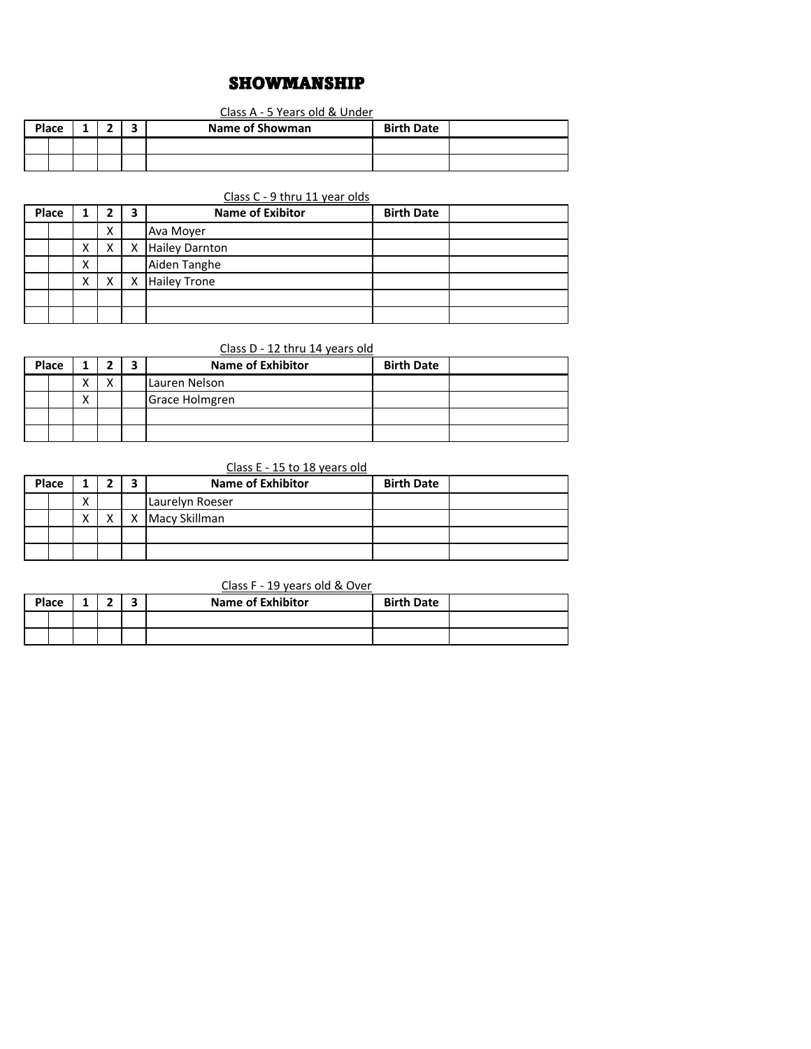# SHOWMANSHIP

Class A - 5 Years old & Under

| Place | | 1 | 2 | 3 | Name of Showman | Birth Date | |
|---|---|---|---|---|---|---|---|
| | | | | | | | |
| | | | | | | | |

Class C - 9 thru 11 year olds

| Place | | 1 | 2 | 3 | Name of Exibitor | Birth Date | |
|---|---|---|---|---|---|---|---|
| | | | X | | Ava Moyer | | |
| | | X | X | X | Hailey Darnton | | |
| | | X | | | Aiden Tanghe | | |
| | | X | X | X | Hailey Trone | | |
| | | | | | | | |
| | | | | | | | |

Class D - 12 thru 14 years old

| Place | | 1 | 2 | 3 | Name of Exhibitor | Birth Date | |
|---|---|---|---|---|---|---|---|
| | | X | X | | Lauren Nelson | | |
| | | X | | | Grace Holmgren | | |
| | | | | | | | |
| | | | | | | | |

Class E - 15 to 18 years old

| Place | | 1 | 2 | 3 | Name of Exhibitor | Birth Date | |
|---|---|---|---|---|---|---|---|
| | | X | | | Laurelyn Roeser | | |
| | | X | X | X | Macy Skillman | | |
| | | | | | | | |
| | | | | | | | |

Class F - 19 years old & Over

| Place | | 1 | 2 | 3 | Name of Exhibitor | Birth Date | |
|---|---|---|---|---|---|---|---|
| | | | | | | | |
| | | | | | | | |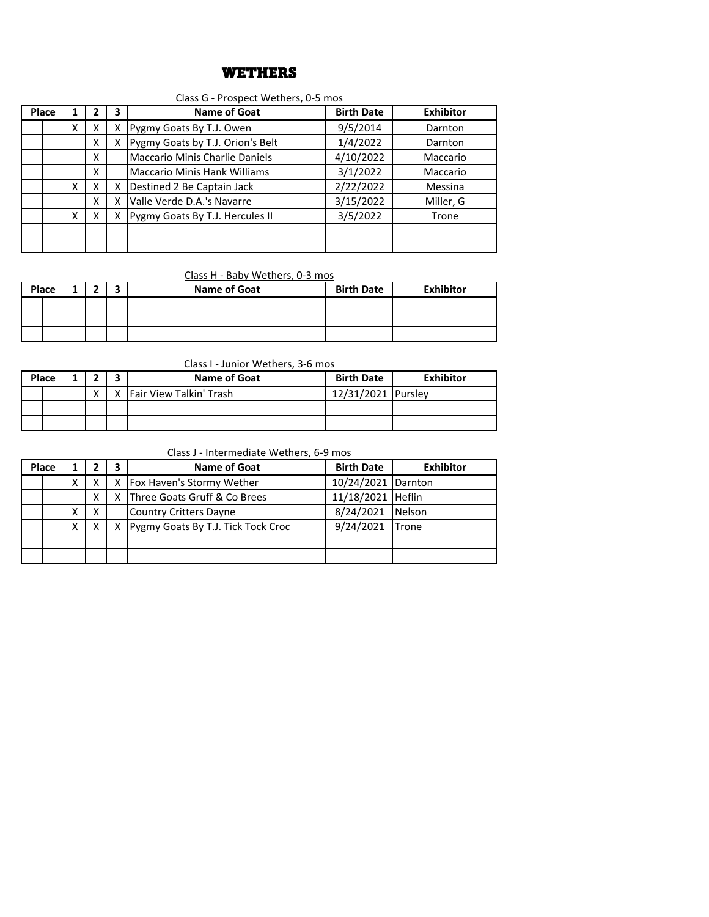# WETHERS

Class G - Prospect Wethers, 0-5 mos

| Place | | 1 | 2 | 3 | Name of Goat | Birth Date | Exhibitor |
|---|---|---|---|---|---|---|---|
| | | X | X | X | Pygmy Goats By T.J. Owen | 9/5/2014 | Darnton |
| | | | X | X | Pygmy Goats by T.J. Orion's Belt | 1/4/2022 | Darnton |
| | | | X | | Maccario Minis Charlie Daniels | 4/10/2022 | Maccario |
| | | | X | | Maccario Minis Hank Williams | 3/1/2022 | Maccario |
| | | X | X | X | Destined 2 Be Captain Jack | 2/22/2022 | Messina |
| | | | X | X | Valle Verde D.A.'s Navarre | 3/15/2022 | Miller, G |
| | | X | X | X | Pygmy Goats By T.J. Hercules II | 3/5/2022 | Trone |
| | | | | | | | |
| | | | | | | | |

Class H - Baby Wethers, 0-3 mos

| Place | | 1 | 2 | 3 | Name of Goat | Birth Date | Exhibitor |
|---|---|---|---|---|---|---|---|
| | | | | | | | |
| | | | | | | | |
| | | | | | | | |

Class I - Junior Wethers, 3-6 mos

| Place | | 1 | 2 | 3 | Name of Goat | Birth Date | Exhibitor |
|---|---|---|---|---|---|---|---|
| | | | X | X | Fair View Talkin' Trash | 12/31/2021 | Pursley |
| | | | | | | | |
| | | | | | | | |

Class J - Intermediate Wethers, 6-9 mos

| Place | | 1 | 2 | 3 | Name of Goat | Birth Date | Exhibitor |
|---|---|---|---|---|---|---|---|
| | | X | X | X | Fox Haven's Stormy Wether | 10/24/2021 | Darnton |
| | | | X | X | Three Goats Gruff & Co Brees | 11/18/2021 | Heflin |
| | | X | X | | Country Critters Dayne | 8/24/2021 | Nelson |
| | | X | X | X | Pygmy Goats By T.J. Tick Tock Croc | 9/24/2021 | Trone |
| | | | | | | | |
| | | | | | | | |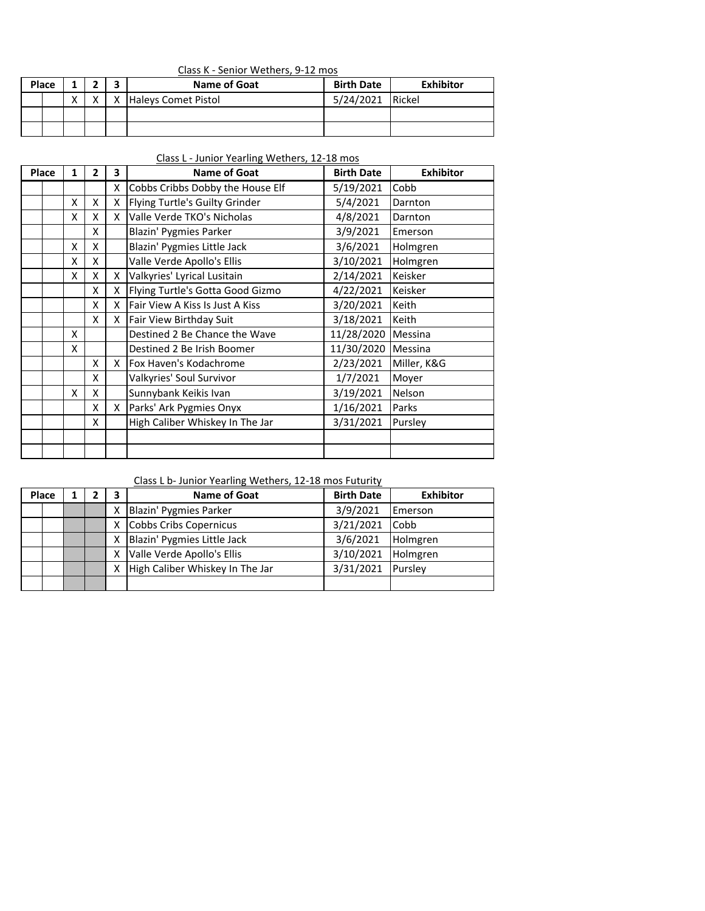Class K - Senior Wethers, 9-12 mos

| Place | | 1 | 2 | 3 | Name of Goat | Birth Date | Exhibitor |
|---|---|---|---|---|---|---|---|
| | | X | X | X | Haleys Comet Pistol | 5/24/2021 | Rickel |
| | | | | | | | |
| | | | | | | | |

Class L - Junior Yearling Wethers, 12-18 mos

| Place | | 1 | 2 | 3 | Name of Goat | Birth Date | Exhibitor |
|---|---|---|---|---|---|---|---|
| | | | | X | Cobbs Cribbs Dobby the House Elf | 5/19/2021 | Cobb |
| | | X | X | X | Flying Turtle's Guilty Grinder | 5/4/2021 | Darnton |
| | | X | X | X | Valle Verde TKO's Nicholas | 4/8/2021 | Darnton |
| | | | X | | Blazin' Pygmies Parker | 3/9/2021 | Emerson |
| | | X | X | | Blazin' Pygmies Little Jack | 3/6/2021 | Holmgren |
| | | X | X | | Valle Verde Apollo's Ellis | 3/10/2021 | Holmgren |
| | | X | X | X | Valkyries' Lyrical Lusitain | 2/14/2021 | Keisker |
| | | | X | X | Flying Turtle's Gotta Good Gizmo | 4/22/2021 | Keisker |
| | | | X | X | Fair View A Kiss Is Just A Kiss | 3/20/2021 | Keith |
| | | | X | X | Fair View Birthday Suit | 3/18/2021 | Keith |
| | | X | | | Destined 2 Be Chance the Wave | 11/28/2020 | Messina |
| | | X | | | Destined 2 Be Irish Boomer | 11/30/2020 | Messina |
| | | | X | X | Fox Haven's Kodachrome | 2/23/2021 | Miller, K&G |
| | | | X | | Valkyries' Soul Survivor | 1/7/2021 | Moyer |
| | | X | X | | Sunnybank Keikis Ivan | 3/19/2021 | Nelson |
| | | | X | X | Parks' Ark Pygmies Onyx | 1/16/2021 | Parks |
| | | | X | | High Caliber Whiskey In The Jar | 3/31/2021 | Pursley |
| | | | | | | | |
| | | | | | | | |

Class L b- Junior Yearling Wethers, 12-18 mos Futurity

| Place | | 1 | 2 | 3 | Name of Goat | Birth Date | Exhibitor |
|---|---|---|---|---|---|---|---|
| | | | | X | Blazin' Pygmies Parker | 3/9/2021 | Emerson |
| | | | | X | Cobbs Cribs Copernicus | 3/21/2021 | Cobb |
| | | | | X | Blazin' Pygmies Little Jack | 3/6/2021 | Holmgren |
| | | | | X | Valle Verde Apollo's Ellis | 3/10/2021 | Holmgren |
| | | | | X | High Caliber Whiskey In The Jar | 3/31/2021 | Pursley |
| | | | | | | | |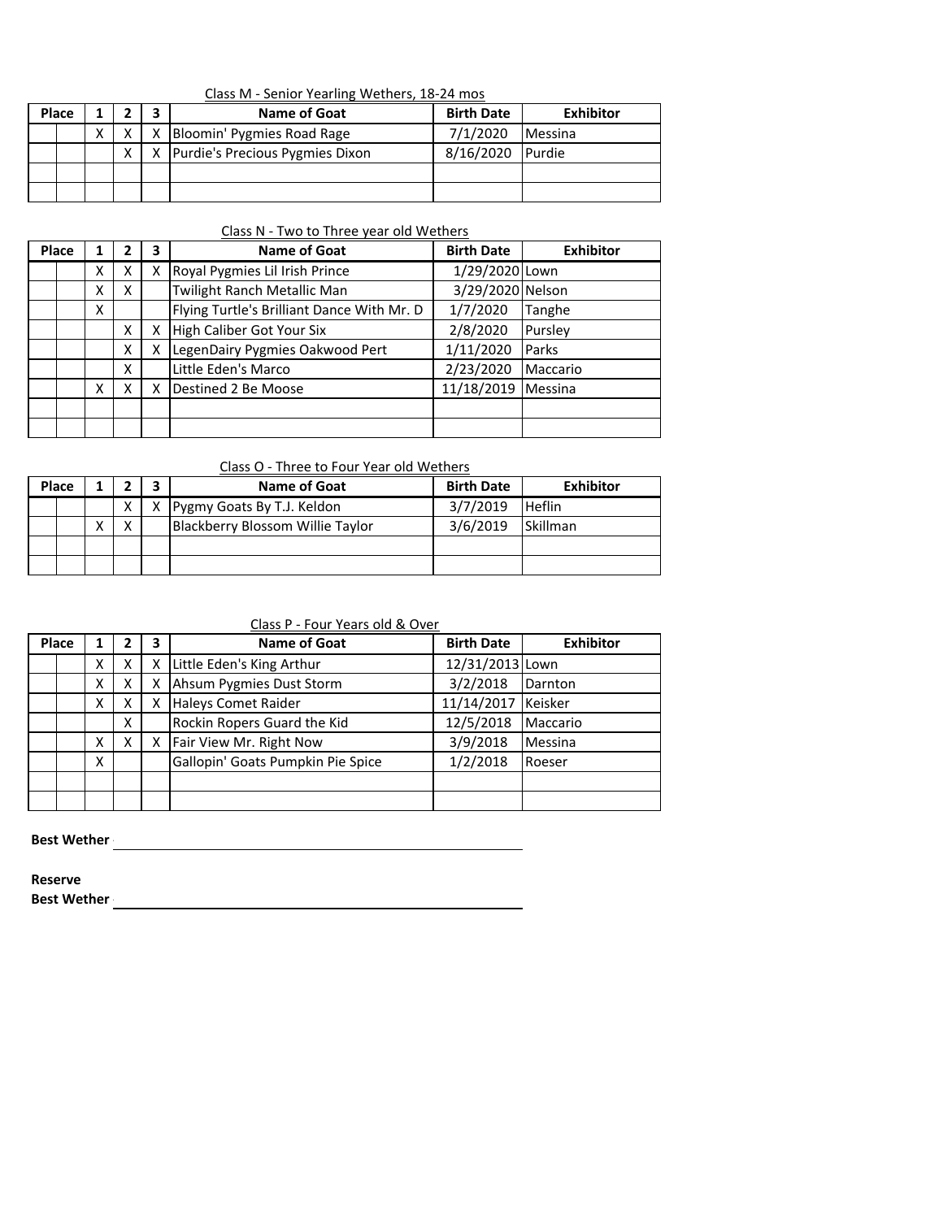Class M - Senior Yearling Wethers, 18-24 mos

| Place | | 1 | 2 | 3 | Name of Goat | Birth Date | Exhibitor |
|---|---|---|---|---|---|---|---|
| | | X | X | X | Bloomin' Pygmies Road Rage | 7/1/2020 | Messina |
| | | | X | X | Purdie's Precious Pygmies Dixon | 8/16/2020 | Purdie |
| | | | | | | | |
| | | | | | | | |

Class N - Two to Three year old Wethers

| Place | | 1 | 2 | 3 | Name of Goat | Birth Date | Exhibitor |
|---|---|---|---|---|---|---|---|
| | | X | X | X | Royal Pygmies Lil Irish Prince | 1/29/2020 | Lown |
| | | X | X | | Twilight Ranch Metallic Man | 3/29/2020 | Nelson |
| | | X | | | Flying Turtle's Brilliant Dance With Mr. D | 1/7/2020 | Tanghe |
| | | | X | X | High Caliber Got Your Six | 2/8/2020 | Pursley |
| | | | X | X | LegenDairy Pygmies Oakwood Pert | 1/11/2020 | Parks |
| | | | X | | Little Eden's Marco | 2/23/2020 | Maccario |
| | | X | X | X | Destined 2 Be Moose | 11/18/2019 | Messina |
| | | | | | | | |
| | | | | | | | |

Class O - Three to Four Year old Wethers

| Place | | 1 | 2 | 3 | Name of Goat | Birth Date | Exhibitor |
|---|---|---|---|---|---|---|---|
| | | | X | X | Pygmy Goats By T.J. Keldon | 3/7/2019 | Heflin |
| | | X | X | | Blackberry Blossom Willie Taylor | 3/6/2019 | Skillman |
| | | | | | | | |
| | | | | | | | |

Class P - Four Years old & Over

| Place | | 1 | 2 | 3 | Name of Goat | Birth Date | Exhibitor |
|---|---|---|---|---|---|---|---|
| | | X | X | X | Little Eden's King Arthur | 12/31/2013 | Lown |
| | | X | X | X | Ahsum Pygmies Dust Storm | 3/2/2018 | Darnton |
| | | X | X | X | Haleys Comet Raider | 11/14/2017 | Keisker |
| | | | X | | Rockin Ropers Guard the Kid | 12/5/2018 | Maccario |
| | | X | X | X | Fair View Mr. Right Now | 3/9/2018 | Messina |
| | | X | | | Gallopin' Goats Pumpkin Pie Spice | 1/2/2018 | Roeser |
| | | | | | | | |
| | | | | | | | |

**Best Wether** ______________________________

**Reserve**
**Best Wether** ______________________________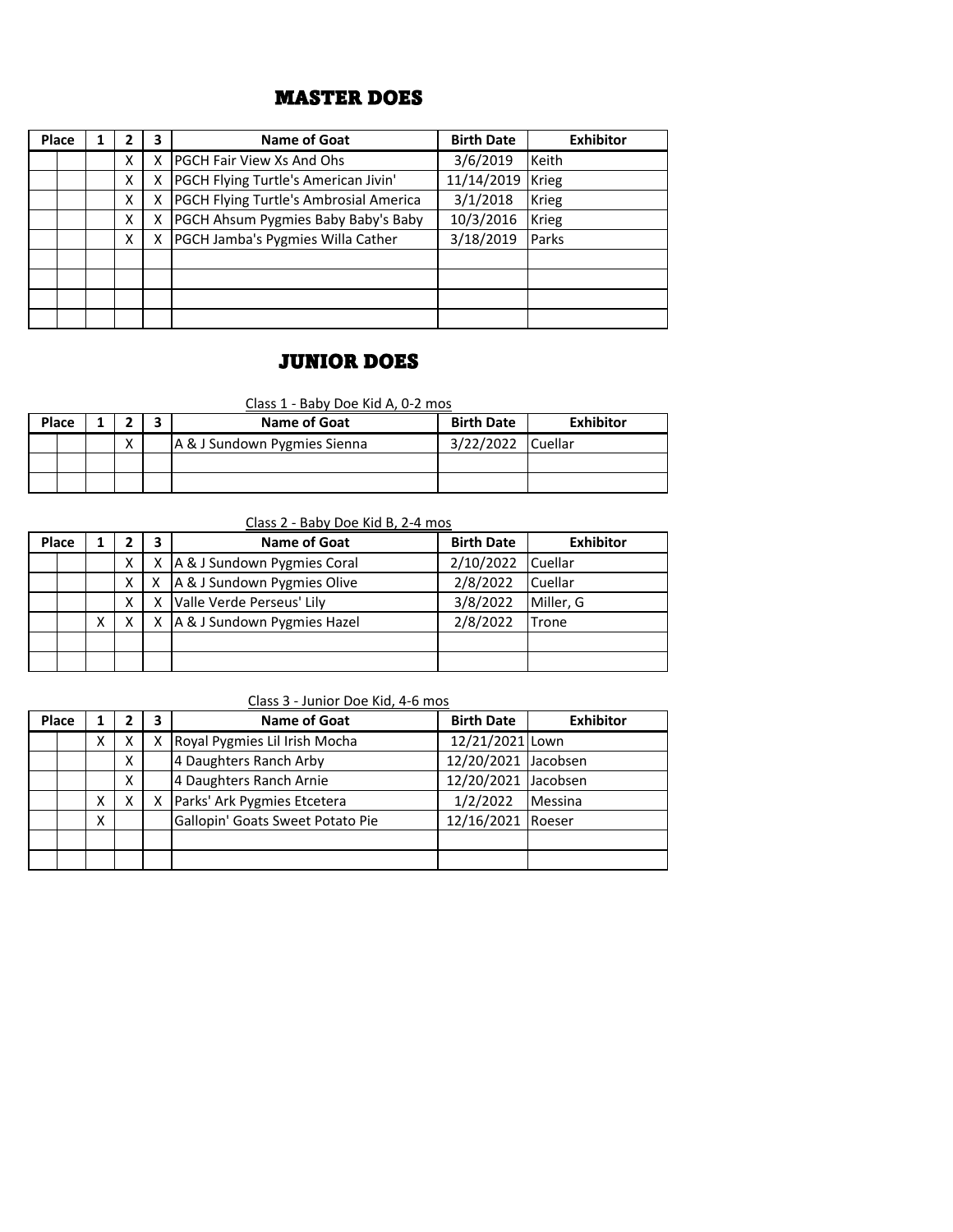# MASTER DOES

| Place | | 1 | 2 | 3 | Name of Goat | Birth Date | Exhibitor |
|---|---|---|---|---|---|---|---|
| | | | X | X | PGCH Fair View Xs And Ohs | 3/6/2019 | Keith |
| | | | X | X | PGCH Flying Turtle's American Jivin' | 11/14/2019 | Krieg |
| | | | X | X | PGCH Flying Turtle's Ambrosial America | 3/1/2018 | Krieg |
| | | | X | X | PGCH Ahsum Pygmies Baby Baby's Baby | 10/3/2016 | Krieg |
| | | | X | X | PGCH Jamba's Pygmies Willa Cather | 3/18/2019 | Parks |
| | | | | | | | |
| | | | | | | | |
| | | | | | | | |
| | | | | | | | |

# JUNIOR DOES

Class 1 - Baby Doe Kid A, 0-2 mos

| Place | | 1 | 2 | 3 | Name of Goat | Birth Date | Exhibitor |
|---|---|---|---|---|---|---|---|
| | | | X | | A & J Sundown Pygmies Sienna | 3/22/2022 | Cuellar |
| | | | | | | | |
| | | | | | | | |

Class 2 - Baby Doe Kid B, 2-4 mos

| Place | | 1 | 2 | 3 | Name of Goat | Birth Date | Exhibitor |
|---|---|---|---|---|---|---|---|
| | | | X | X | A & J Sundown Pygmies Coral | 2/10/2022 | Cuellar |
| | | | X | X | A & J Sundown Pygmies Olive | 2/8/2022 | Cuellar |
| | | | X | X | Valle Verde Perseus' Lily | 3/8/2022 | Miller, G |
| | | X | X | X | A & J Sundown Pygmies Hazel | 2/8/2022 | Trone |
| | | | | | | | |
| | | | | | | | |

Class 3 - Junior Doe Kid, 4-6 mos

| Place | | 1 | 2 | 3 | Name of Goat | Birth Date | Exhibitor |
|---|---|---|---|---|---|---|---|
| | | X | X | X | Royal Pygmies Lil Irish Mocha | 12/21/2021 | Lown |
| | | | X | | 4 Daughters Ranch Arby | 12/20/2021 | Jacobsen |
| | | | X | | 4 Daughters Ranch Arnie | 12/20/2021 | Jacobsen |
| | | X | X | X | Parks' Ark Pygmies Etcetera | 1/2/2022 | Messina |
| | | X | | | Gallopin' Goats Sweet Potato Pie | 12/16/2021 | Roeser |
| | | | | | | | |
| | | | | | | | |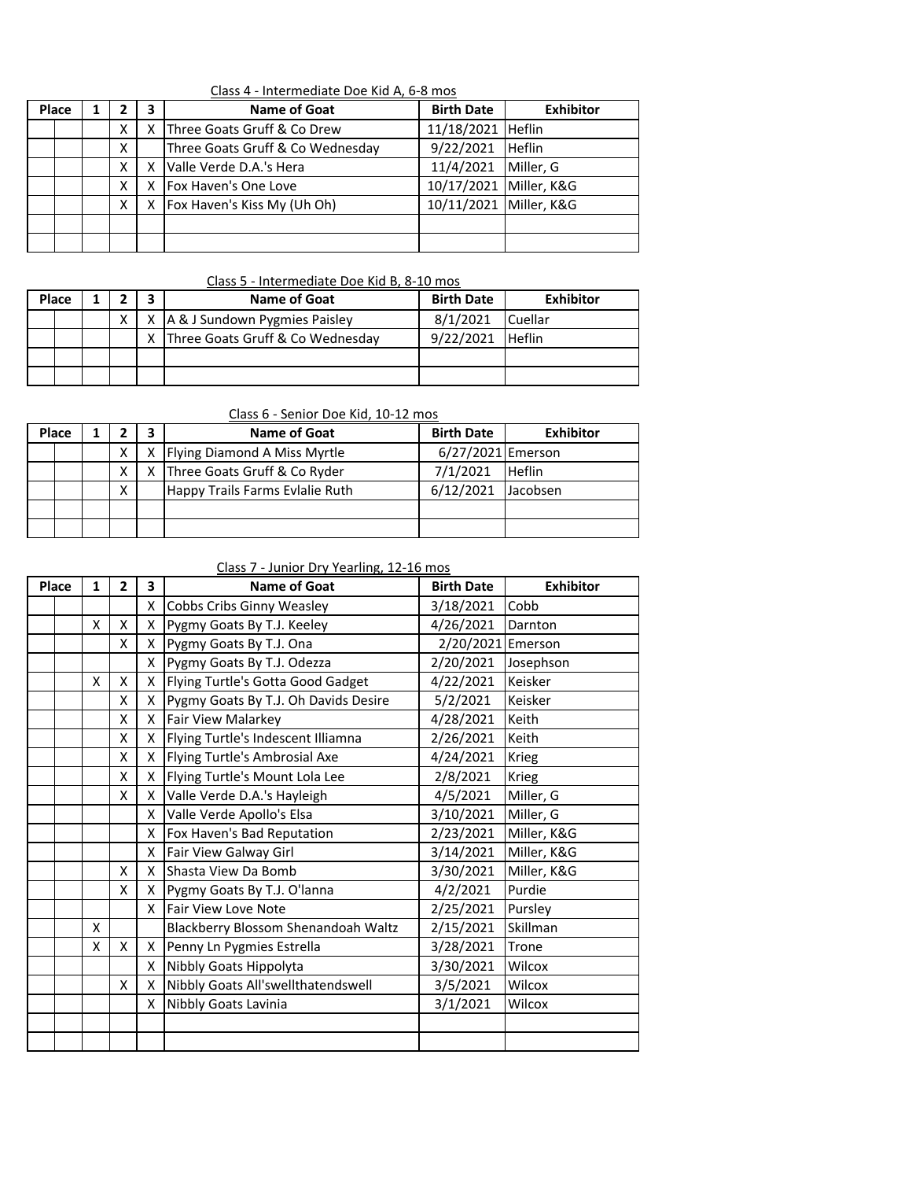Class 4 - Intermediate Doe Kid A, 6-8 mos

| Place | | 1 | 2 | 3 | Name of Goat | Birth Date | Exhibitor |
|---|---|---|---|---|---|---|---|
| | | | X | X | Three Goats Gruff & Co Drew | 11/18/2021 | Heflin |
| | | | X | | Three Goats Gruff & Co Wednesday | 9/22/2021 | Heflin |
| | | | X | X | Valle Verde D.A.'s Hera | 11/4/2021 | Miller, G |
| | | | X | X | Fox Haven's One Love | 10/17/2021 | Miller, K&G |
| | | | X | X | Fox Haven's Kiss My (Uh Oh) | 10/11/2021 | Miller, K&G |
| | | | | | | | |
| | | | | | | | |

Class 5 - Intermediate Doe Kid B, 8-10 mos

| Place | | 1 | 2 | 3 | Name of Goat | Birth Date | Exhibitor |
|---|---|---|---|---|---|---|---|
| | | | X | X | A & J Sundown Pygmies Paisley | 8/1/2021 | Cuellar |
| | | | | X | Three Goats Gruff & Co Wednesday | 9/22/2021 | Heflin |
| | | | | | | | |
| | | | | | | | |

Class 6 - Senior Doe Kid, 10-12 mos

| Place | | 1 | 2 | 3 | Name of Goat | Birth Date | Exhibitor |
|---|---|---|---|---|---|---|---|
| | | | X | X | Flying Diamond A Miss Myrtle | 6/27/2021 | Emerson |
| | | | X | X | Three Goats Gruff & Co Ryder | 7/1/2021 | Heflin |
| | | | X | | Happy Trails Farms Evlalie Ruth | 6/12/2021 | Jacobsen |
| | | | | | | | |
| | | | | | | | |

Class 7 - Junior Dry Yearling, 12-16 mos

| Place | | 1 | 2 | 3 | Name of Goat | Birth Date | Exhibitor |
|---|---|---|---|---|---|---|---|
| | | | | X | Cobbs Cribs Ginny Weasley | 3/18/2021 | Cobb |
| | | X | X | X | Pygmy Goats By T.J. Keeley | 4/26/2021 | Darnton |
| | | | X | X | Pygmy Goats By T.J. Ona | 2/20/2021 | Emerson |
| | | | | X | Pygmy Goats By T.J. Odezza | 2/20/2021 | Josephson |
| | | X | X | X | Flying Turtle's Gotta Good Gadget | 4/22/2021 | Keisker |
| | | | X | X | Pygmy Goats By T.J. Oh Davids Desire | 5/2/2021 | Keisker |
| | | | X | X | Fair View Malarkey | 4/28/2021 | Keith |
| | | | X | X | Flying Turtle's Indescent Illiamna | 2/26/2021 | Keith |
| | | | X | X | Flying Turtle's Ambrosial Axe | 4/24/2021 | Krieg |
| | | | X | X | Flying Turtle's Mount Lola Lee | 2/8/2021 | Krieg |
| | | | X | X | Valle Verde D.A.'s Hayleigh | 4/5/2021 | Miller, G |
| | | | | X | Valle Verde Apollo's Elsa | 3/10/2021 | Miller, G |
| | | | | X | Fox Haven's Bad Reputation | 2/23/2021 | Miller, K&G |
| | | | | X | Fair View Galway Girl | 3/14/2021 | Miller, K&G |
| | | | X | X | Shasta View Da Bomb | 3/30/2021 | Miller, K&G |
| | | | X | X | Pygmy Goats By T.J. O'lanna | 4/2/2021 | Purdie |
| | | | | X | Fair View Love Note | 2/25/2021 | Pursley |
| | | X | | | Blackberry Blossom Shenandoah Waltz | 2/15/2021 | Skillman |
| | | X | X | X | Penny Ln Pygmies Estrella | 3/28/2021 | Trone |
| | | | | X | Nibbly Goats Hippolyta | 3/30/2021 | Wilcox |
| | | | X | X | Nibbly Goats All'swellthatendswell | 3/5/2021 | Wilcox |
| | | | | X | Nibbly Goats Lavinia | 3/1/2021 | Wilcox |
| | | | | | | | |
| | | | | | | | |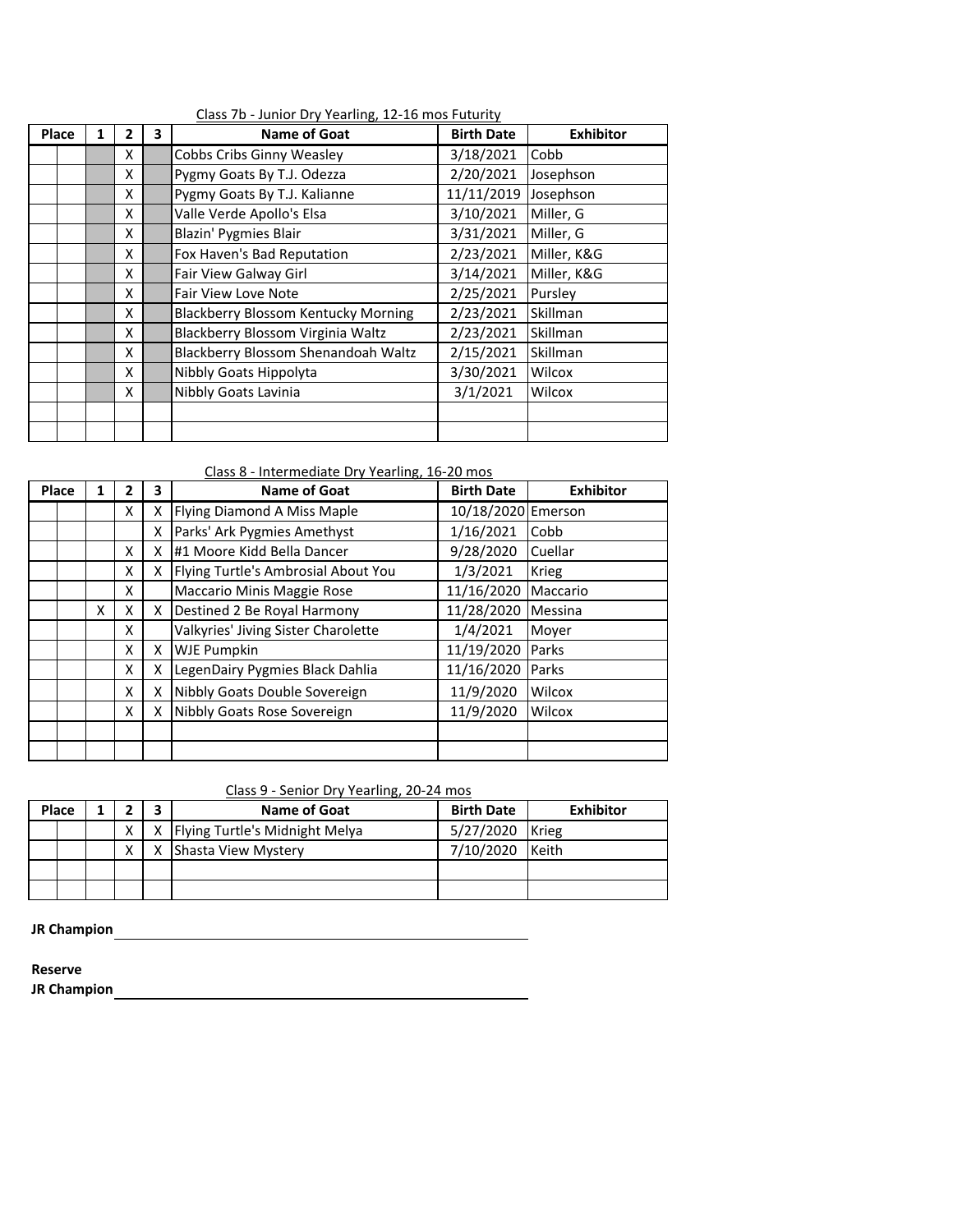Class 7b - Junior Dry Yearling, 12-16 mos Futurity

| Place | 1 | 2 | 3 | Name of Goat | Birth Date | Exhibitor |
|---|---|---|---|---|---|---|
| | | X | | Cobbs Cribs Ginny Weasley | 3/18/2021 | Cobb |
| | | X | | Pygmy Goats By T.J. Odezza | 2/20/2021 | Josephson |
| | | X | | Pygmy Goats By T.J. Kalianne | 11/11/2019 | Josephson |
| | | X | | Valle Verde Apollo's Elsa | 3/10/2021 | Miller, G |
| | | X | | Blazin' Pygmies Blair | 3/31/2021 | Miller, G |
| | | X | | Fox Haven's Bad Reputation | 2/23/2021 | Miller, K&G |
| | | X | | Fair View Galway Girl | 3/14/2021 | Miller, K&G |
| | | X | | Fair View Love Note | 2/25/2021 | Pursley |
| | | X | | Blackberry Blossom Kentucky Morning | 2/23/2021 | Skillman |
| | | X | | Blackberry Blossom Virginia Waltz | 2/23/2021 | Skillman |
| | | X | | Blackberry Blossom Shenandoah Waltz | 2/15/2021 | Skillman |
| | | X | | Nibbly Goats Hippolyta | 3/30/2021 | Wilcox |
| | | X | | Nibbly Goats Lavinia | 3/1/2021 | Wilcox |
| | | | | | | |
| | | | | | | |

Class 8 - Intermediate Dry Yearling, 16-20 mos

| Place | 1 | 2 | 3 | Name of Goat | Birth Date | Exhibitor |
|---|---|---|---|---|---|---|
| | | X | X | Flying Diamond A Miss Maple | 10/18/2020 | Emerson |
| | | | X | Parks' Ark Pygmies Amethyst | 1/16/2021 | Cobb |
| | | X | X | #1 Moore Kidd Bella Dancer | 9/28/2020 | Cuellar |
| | | X | X | Flying Turtle's Ambrosial About You | 1/3/2021 | Krieg |
| | | X | | Maccario Minis Maggie Rose | 11/16/2020 | Maccario |
| | X | X | X | Destined 2 Be Royal Harmony | 11/28/2020 | Messina |
| | | X | | Valkyries' Jiving Sister Charolette | 1/4/2021 | Moyer |
| | | X | X | WJE Pumpkin | 11/19/2020 | Parks |
| | | X | X | LegenDairy Pygmies Black Dahlia | 11/16/2020 | Parks |
| | | X | X | Nibbly Goats Double Sovereign | 11/9/2020 | Wilcox |
| | | X | X | Nibbly Goats Rose Sovereign | 11/9/2020 | Wilcox |
| | | | | | | |
| | | | | | | |

Class 9 - Senior Dry Yearling, 20-24 mos

| Place | 1 | 2 | 3 | Name of Goat | Birth Date | Exhibitor |
|---|---|---|---|---|---|---|
| | | X | X | Flying Turtle's Midnight Melya | 5/27/2020 | Krieg |
| | | X | X | Shasta View Mystery | 7/10/2020 | Keith |
| | | | | | | |
| | | | | | | |

**JR Champion** ______________________________

**Reserve**
**JR Champion** ______________________________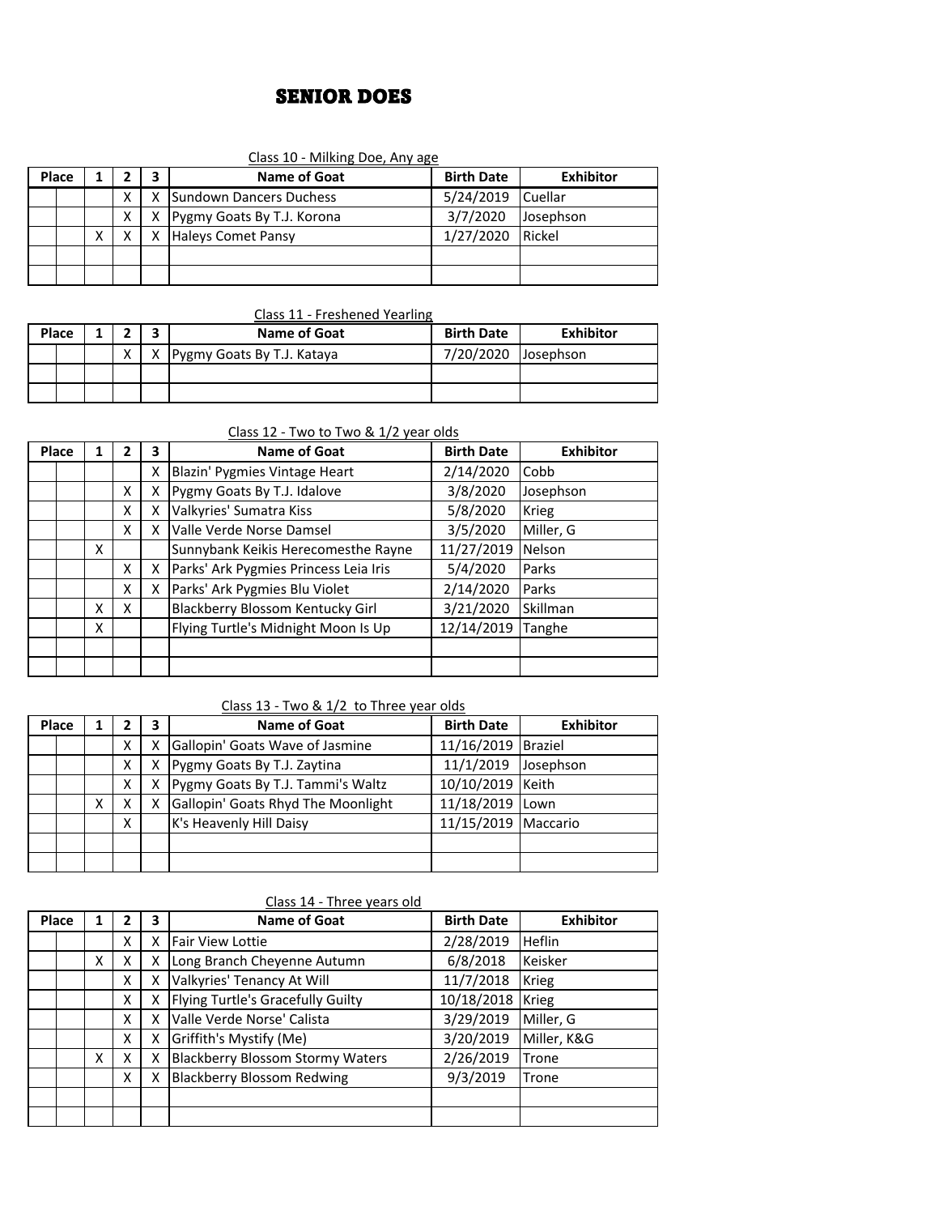# SENIOR DOES

Class 10 - Milking Doe, Any age

| Place | | 1 | 2 | 3 | Name of Goat | Birth Date | Exhibitor |
|---|---|---|---|---|---|---|---|
| | | | X | X | Sundown Dancers Duchess | 5/24/2019 | Cuellar |
| | | | X | X | Pygmy Goats By T.J. Korona | 3/7/2020 | Josephson |
| | | X | X | X | Haleys Comet Pansy | 1/27/2020 | Rickel |
| | | | | | | | |
| | | | | | | | |

Class 11 - Freshened Yearling

| Place | | 1 | 2 | 3 | Name of Goat | Birth Date | Exhibitor |
|---|---|---|---|---|---|---|---|
| | | | X | X | Pygmy Goats By T.J. Kataya | 7/20/2020 | Josephson |
| | | | | | | | |
| | | | | | | | |

Class 12 - Two to Two & 1/2 year olds

| Place | | 1 | 2 | 3 | Name of Goat | Birth Date | Exhibitor |
|---|---|---|---|---|---|---|---|
| | | | | X | Blazin' Pygmies Vintage Heart | 2/14/2020 | Cobb |
| | | | X | X | Pygmy Goats By T.J. Idalove | 3/8/2020 | Josephson |
| | | | X | X | Valkyries' Sumatra Kiss | 5/8/2020 | Krieg |
| | | | X | X | Valle Verde Norse Damsel | 3/5/2020 | Miller, G |
| | | X | | | Sunnybank Keikis Herecomesthe Rayne | 11/27/2019 | Nelson |
| | | | X | X | Parks' Ark Pygmies Princess Leia Iris | 5/4/2020 | Parks |
| | | | X | X | Parks' Ark Pygmies Blu Violet | 2/14/2020 | Parks |
| | | X | X | | Blackberry Blossom Kentucky Girl | 3/21/2020 | Skillman |
| | | X | | | Flying Turtle's Midnight Moon Is Up | 12/14/2019 | Tanghe |
| | | | | | | | |
| | | | | | | | |

Class 13 - Two & 1/2 to Three year olds

| Place | | 1 | 2 | 3 | Name of Goat | Birth Date | Exhibitor |
|---|---|---|---|---|---|---|---|
| | | | X | X | Gallopin' Goats Wave of Jasmine | 11/16/2019 | Braziel |
| | | | X | X | Pygmy Goats By T.J. Zaytina | 11/1/2019 | Josephson |
| | | | X | X | Pygmy Goats By T.J. Tammi's Waltz | 10/10/2019 | Keith |
| | | X | X | X | Gallopin' Goats Rhyd The Moonlight | 11/18/2019 | Lown |
| | | | X | | K's Heavenly Hill Daisy | 11/15/2019 | Maccario |
| | | | | | | | |
| | | | | | | | |

Class 14 - Three years old

| Place | | 1 | 2 | 3 | Name of Goat | Birth Date | Exhibitor |
|---|---|---|---|---|---|---|---|
| | | | X | X | Fair View Lottie | 2/28/2019 | Heflin |
| | | X | X | X | Long Branch Cheyenne Autumn | 6/8/2018 | Keisker |
| | | | X | X | Valkyries' Tenancy At Will | 11/7/2018 | Krieg |
| | | | X | X | Flying Turtle's Gracefully Guilty | 10/18/2018 | Krieg |
| | | | X | X | Valle Verde Norse' Calista | 3/29/2019 | Miller, G |
| | | | X | X | Griffith's Mystify (Me) | 3/20/2019 | Miller, K&G |
| | | X | X | X | Blackberry Blossom Stormy Waters | 2/26/2019 | Trone |
| | | | X | X | Blackberry Blossom Redwing | 9/3/2019 | Trone |
| | | | | | | | |
| | | | | | | | |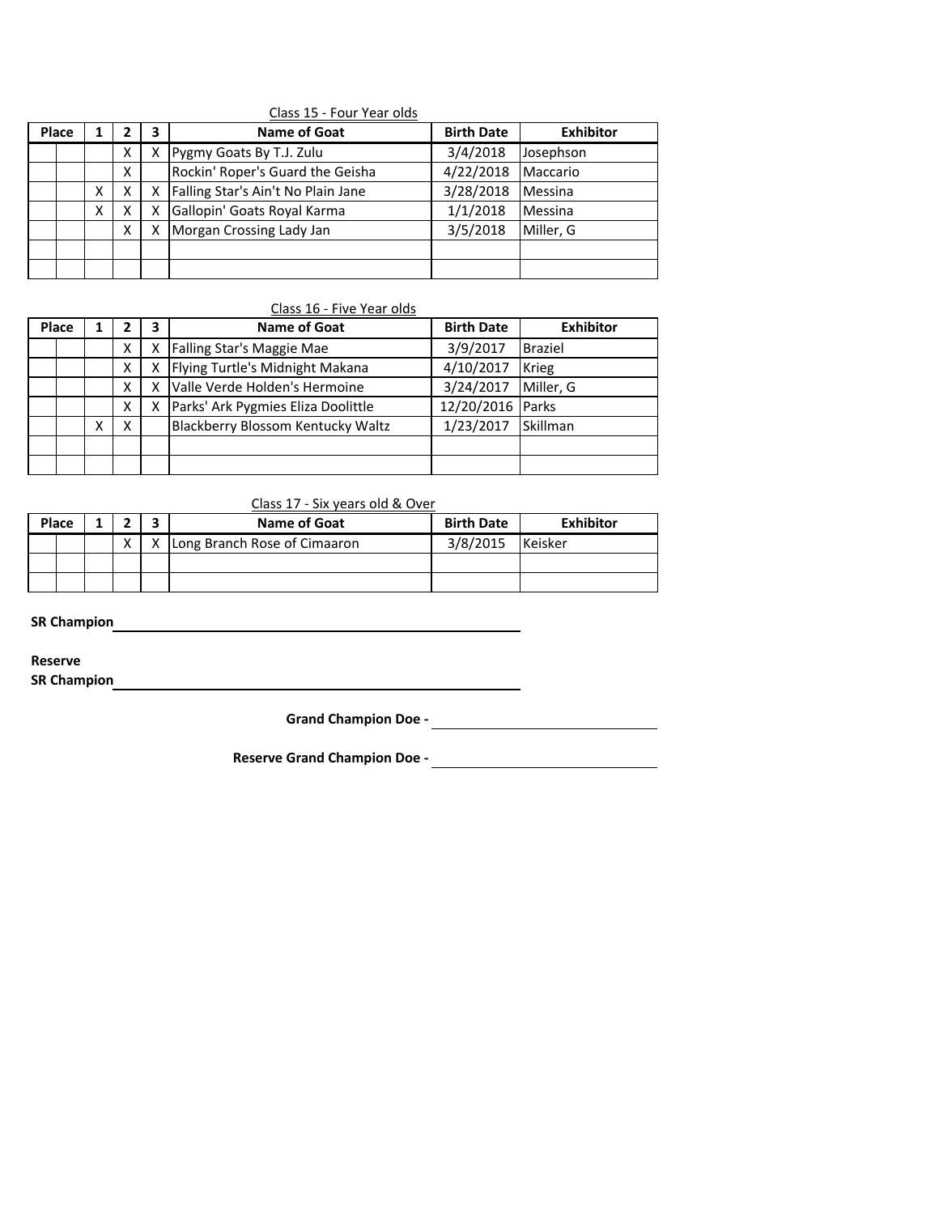Class 15 - Four Year olds

| Place | | 1 | 2 | 3 | Name of Goat | Birth Date | Exhibitor |
|---|---|---|---|---|---|---|---|
| | | | X | X | Pygmy Goats By T.J. Zulu | 3/4/2018 | Josephson |
| | | | X | | Rockin' Roper's Guard the Geisha | 4/22/2018 | Maccario |
| | | X | X | X | Falling Star's Ain't No Plain Jane | 3/28/2018 | Messina |
| | | X | X | X | Gallopin' Goats Royal Karma | 1/1/2018 | Messina |
| | | | X | X | Morgan Crossing Lady Jan | 3/5/2018 | Miller, G |
| | | | | | | | |
| | | | | | | | |

Class 16 - Five Year olds

| Place | | 1 | 2 | 3 | Name of Goat | Birth Date | Exhibitor |
|---|---|---|---|---|---|---|---|
| | | | X | X | Falling Star's Maggie Mae | 3/9/2017 | Braziel |
| | | | X | X | Flying Turtle's Midnight Makana | 4/10/2017 | Krieg |
| | | | X | X | Valle Verde Holden's Hermoine | 3/24/2017 | Miller, G |
| | | | X | X | Parks' Ark Pygmies Eliza Doolittle | 12/20/2016 | Parks |
| | | X | X | | Blackberry Blossom Kentucky Waltz | 1/23/2017 | Skillman |
| | | | | | | | |
| | | | | | | | |

Class 17 - Six years old & Over

| Place | | 1 | 2 | 3 | Name of Goat | Birth Date | Exhibitor |
|---|---|---|---|---|---|---|---|
| | | | X | X | Long Branch Rose of Cimaaron | 3/8/2015 | Keisker |
| | | | | | | | |
| | | | | | | | |

**SR Champion** ______________________________

**Reserve**
**SR Champion** ______________________________

**Grand Champion Doe -** ______________________

**Reserve Grand Champion Doe -** ______________________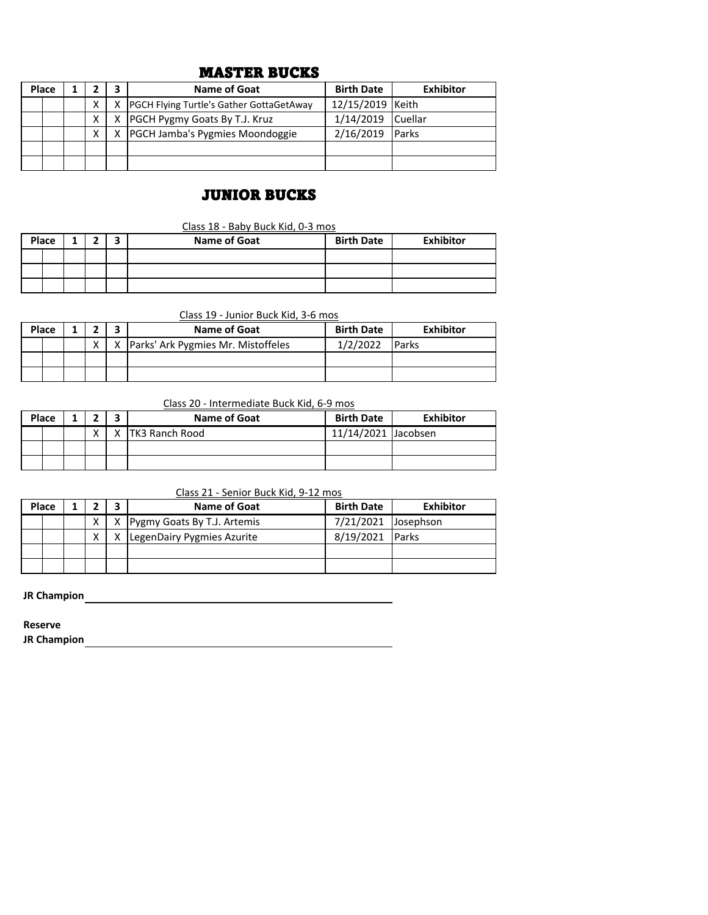# MASTER BUCKS

| Place | | 1 | 2 | 3 | Name of Goat | Birth Date | Exhibitor |
|---|---|---|---|---|---|---|---|
| | | | X | X | PGCH Flying Turtle's Gather GottaGetAway | 12/15/2019 | Keith |
| | | | X | X | PGCH Pygmy Goats By T.J. Kruz | 1/14/2019 | Cuellar |
| | | | X | X | PGCH Jamba's Pygmies Moondoggie | 2/16/2019 | Parks |
| | | | | | | | |
| | | | | | | | |

# JUNIOR BUCKS

Class 18 - Baby Buck Kid, 0-3 mos

| Place | | 1 | 2 | 3 | Name of Goat | Birth Date | Exhibitor |
|---|---|---|---|---|---|---|---|
| | | | | | | | |
| | | | | | | | |
| | | | | | | | |

Class 19 - Junior Buck Kid, 3-6 mos

| Place | | 1 | 2 | 3 | Name of Goat | Birth Date | Exhibitor |
|---|---|---|---|---|---|---|---|
| | | | X | X | Parks' Ark Pygmies Mr. Mistoffeles | 1/2/2022 | Parks |
| | | | | | | | |
| | | | | | | | |

Class 20 - Intermediate Buck Kid, 6-9 mos

| Place | | 1 | 2 | 3 | Name of Goat | Birth Date | Exhibitor |
|---|---|---|---|---|---|---|---|
| | | | X | X | TK3 Ranch Rood | 11/14/2021 | Jacobsen |
| | | | | | | | |
| | | | | | | | |

Class 21 - Senior Buck Kid, 9-12 mos

| Place | | 1 | 2 | 3 | Name of Goat | Birth Date | Exhibitor |
|---|---|---|---|---|---|---|---|
| | | | X | X | Pygmy Goats By T.J. Artemis | 7/21/2021 | Josephson |
| | | | X | X | LegenDairy Pygmies Azurite | 8/19/2021 | Parks |
| | | | | | | | |
| | | | | | | | |

**JR Champion** ______________________________

**Reserve**
**JR Champion** ______________________________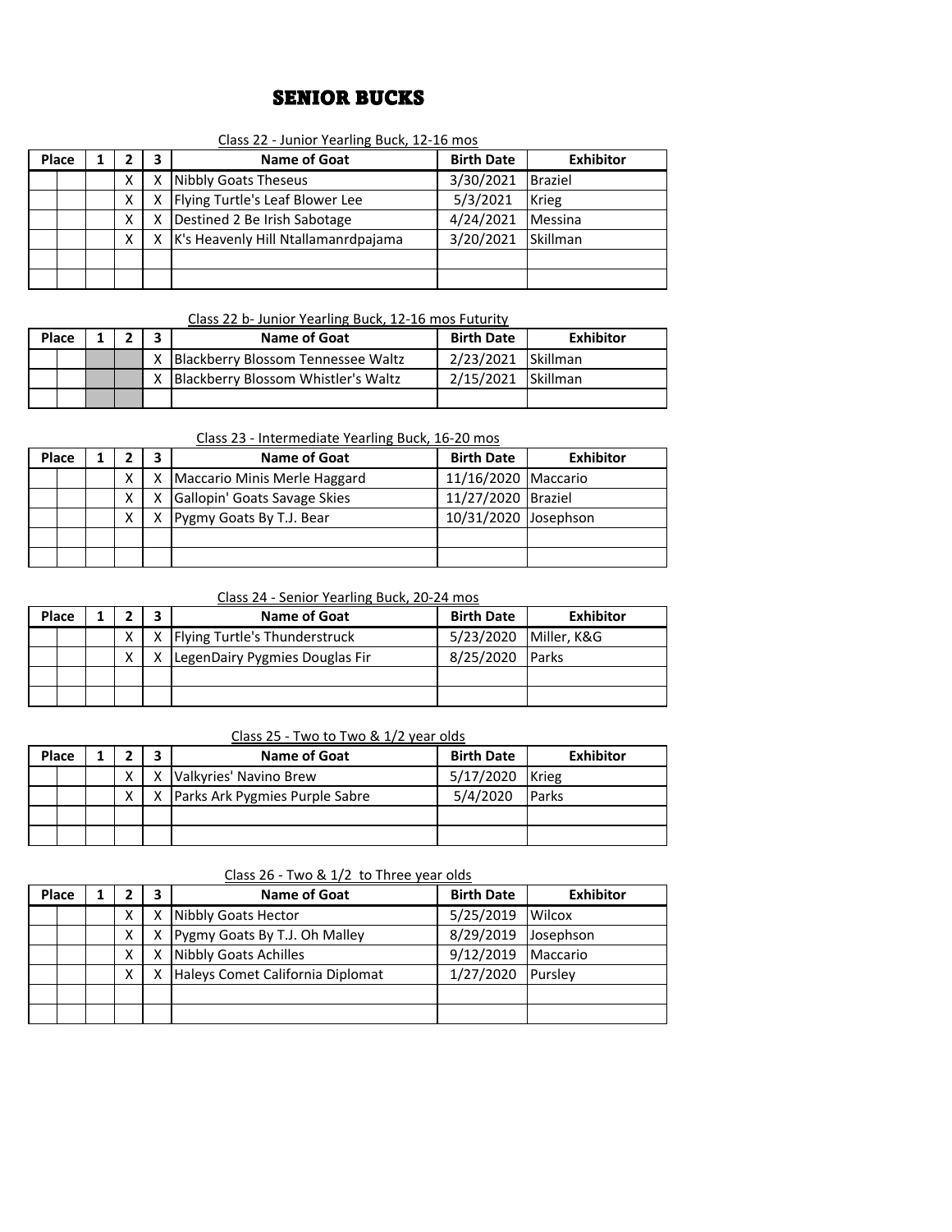# SENIOR BUCKS

Class 22 - Junior Yearling Buck, 12-16 mos

| Place | | 1 | 2 | 3 | Name of Goat | Birth Date | Exhibitor |
|---|---|---|---|---|---|---|---|
| | | | X | X | Nibbly Goats Theseus | 3/30/2021 | Braziel |
| | | | X | X | Flying Turtle's Leaf Blower Lee | 5/3/2021 | Krieg |
| | | | X | X | Destined 2 Be Irish Sabotage | 4/24/2021 | Messina |
| | | | X | X | K's Heavenly Hill Ntallamanrdpajama | 3/20/2021 | Skillman |
| | | | | | | | |
| | | | | | | | |

Class 22 b- Junior Yearling Buck, 12-16 mos Futurity

| Place | | 1 | 2 | 3 | Name of Goat | Birth Date | Exhibitor |
|---|---|---|---|---|---|---|---|
| | | | | X | Blackberry Blossom Tennessee Waltz | 2/23/2021 | Skillman |
| | | | | X | Blackberry Blossom Whistler's Waltz | 2/15/2021 | Skillman |
| | | | | | | | |

Class 23 - Intermediate Yearling Buck, 16-20 mos

| Place | | 1 | 2 | 3 | Name of Goat | Birth Date | Exhibitor |
|---|---|---|---|---|---|---|---|
| | | | X | X | Maccario Minis Merle Haggard | 11/16/2020 | Maccario |
| | | | X | X | Gallopin' Goats Savage Skies | 11/27/2020 | Braziel |
| | | | X | X | Pygmy Goats By T.J. Bear | 10/31/2020 | Josephson |
| | | | | | | | |
| | | | | | | | |

Class 24 - Senior Yearling Buck, 20-24 mos

| Place | | 1 | 2 | 3 | Name of Goat | Birth Date | Exhibitor |
|---|---|---|---|---|---|---|---|
| | | | X | X | Flying Turtle's Thunderstruck | 5/23/2020 | Miller, K&G |
| | | | X | X | LegenDairy Pygmies Douglas Fir | 8/25/2020 | Parks |
| | | | | | | | |
| | | | | | | | |

Class 25 - Two to Two & 1/2 year olds

| Place | | 1 | 2 | 3 | Name of Goat | Birth Date | Exhibitor |
|---|---|---|---|---|---|---|---|
| | | | X | X | Valkyries' Navino Brew | 5/17/2020 | Krieg |
| | | | X | X | Parks Ark Pygmies Purple Sabre | 5/4/2020 | Parks |
| | | | | | | | |
| | | | | | | | |

Class 26 - Two & 1/2 to Three year olds

| Place | | 1 | 2 | 3 | Name of Goat | Birth Date | Exhibitor |
|---|---|---|---|---|---|---|---|
| | | | X | X | Nibbly Goats Hector | 5/25/2019 | Wilcox |
| | | | X | X | Pygmy Goats By T.J. Oh Malley | 8/29/2019 | Josephson |
| | | | X | X | Nibbly Goats Achilles | 9/12/2019 | Maccario |
| | | | X | X | Haleys Comet California Diplomat | 1/27/2020 | Pursley |
| | | | | | | | |
| | | | | | | | |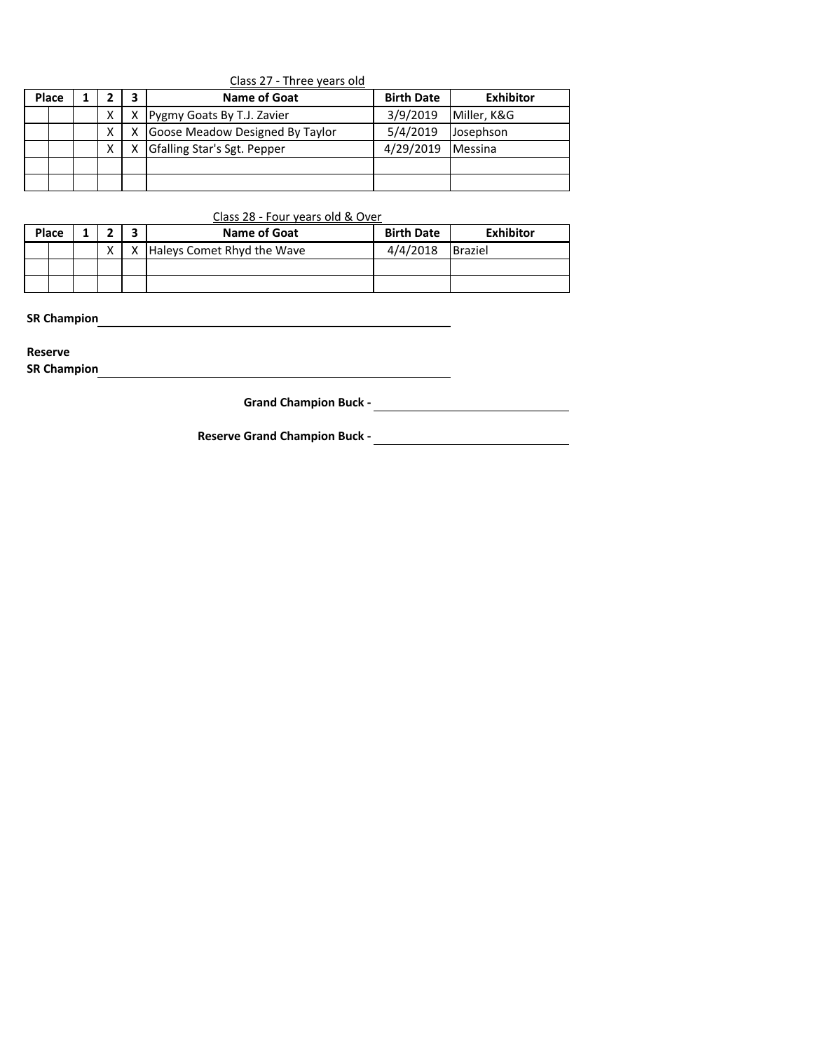Class 27 - Three years old

| Place | | 1 | 2 | 3 | Name of Goat | Birth Date | Exhibitor |
|---|---|---|---|---|---|---|---|
| | | | X | X | Pygmy Goats By T.J. Zavier | 3/9/2019 | Miller, K&G |
| | | | X | X | Goose Meadow Designed By Taylor | 5/4/2019 | Josephson |
| | | | X | X | Gfalling Star's Sgt. Pepper | 4/29/2019 | Messina |
| | | | | | | | |
| | | | | | | | |

Class 28 - Four years old & Over

| Place | | 1 | 2 | 3 | Name of Goat | Birth Date | Exhibitor |
|---|---|---|---|---|---|---|---|
| | | | X | X | Haleys Comet Rhyd the Wave | 4/4/2018 | Braziel |
| | | | | | | | |
| | | | | | | | |

**SR Champion** ______________________________

**Reserve**
**SR Champion** ______________________________

**Grand Champion Buck -** ______________________________

**Reserve Grand Champion Buck -** ______________________________